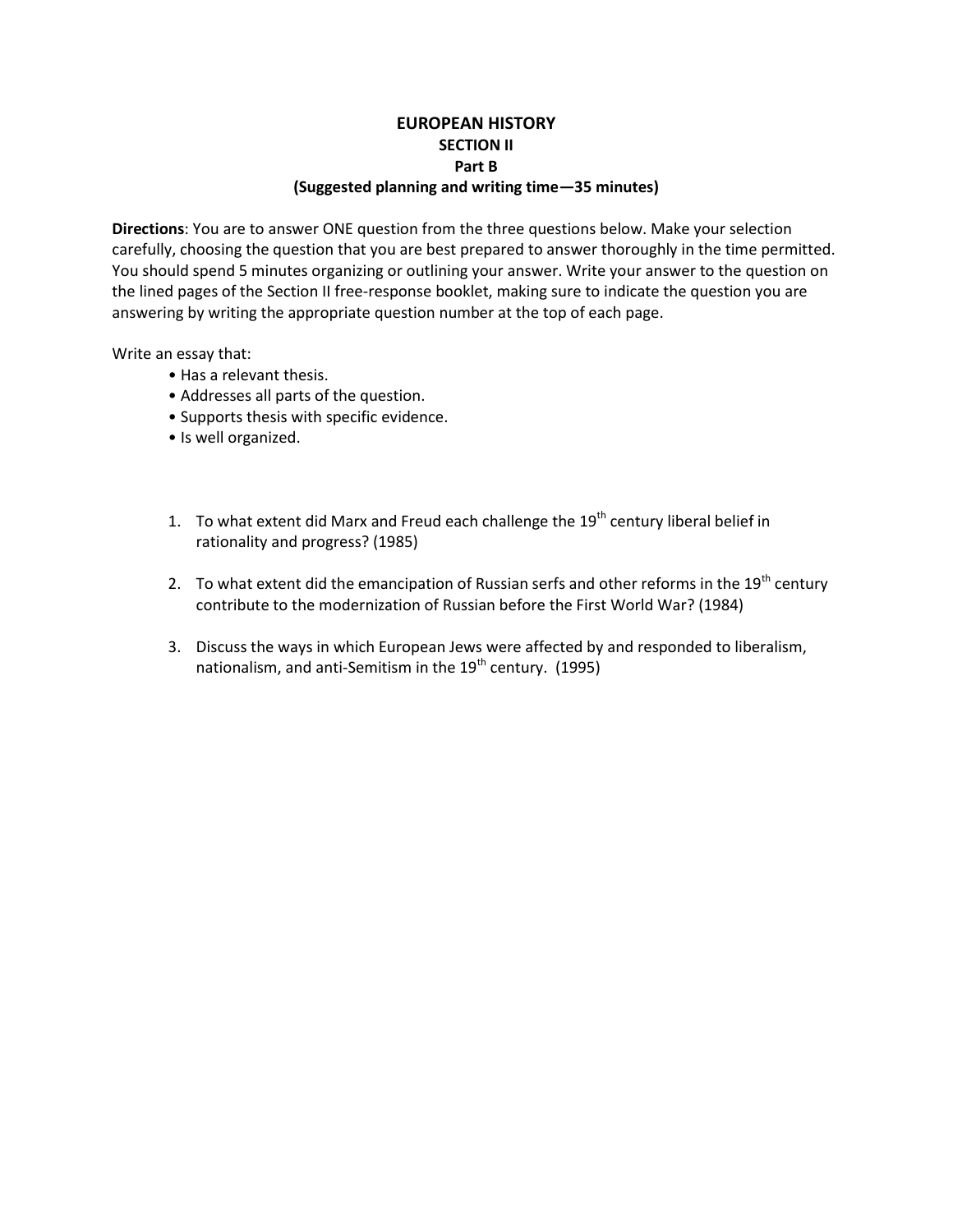# EUROPEAN HISTORY

## SECTION II

### Part B

**(Suggested planning and writing time—35 minutes)**

**Directions**: You are to answer ONE question from the three questions below. Make your selection carefully, choosing the question that you are best prepared to answer thoroughly in the time permitted. You should spend 5 minutes organizing or outlining your answer. Write your answer to the question on the lined pages of the Section II free-response booklet, making sure to indicate the question you are answering by writing the appropriate question number at the top of each page.

Write an essay that:

- Has a relevant thesis.
- Addresses all parts of the question.
- Supports thesis with specific evidence.
- Is well organized.

1. To what extent did Marx and Freud each challenge the 19th century liberal belief in rationality and progress? (1985)

2. To what extent did the emancipation of Russian serfs and other reforms in the 19th century contribute to the modernization of Russian before the First World War? (1984)

3. Discuss the ways in which European Jews were affected by and responded to liberalism, nationalism, and anti-Semitism in the 19th century. (1995)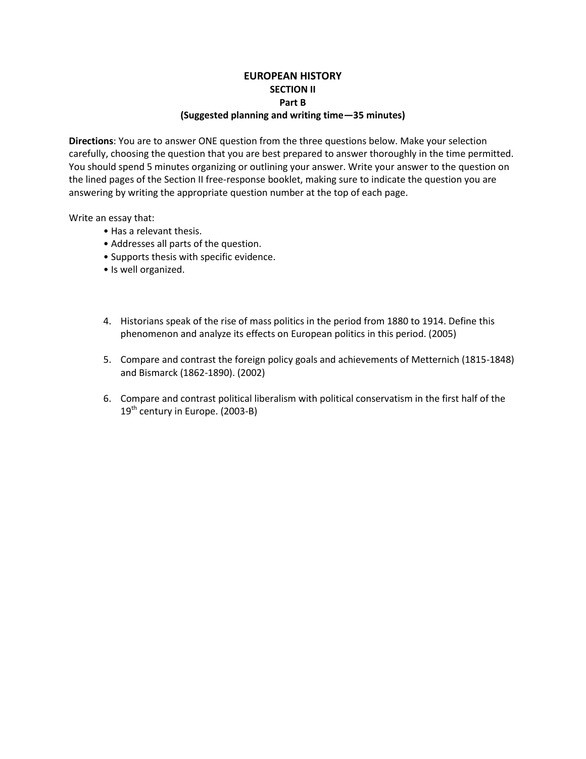# EUROPEAN HISTORY

## SECTION II

### Part B

**(Suggested planning and writing time—35 minutes)**

**Directions**: You are to answer ONE question from the three questions below. Make your selection carefully, choosing the question that you are best prepared to answer thoroughly in the time permitted. You should spend 5 minutes organizing or outlining your answer. Write your answer to the question on the lined pages of the Section II free-response booklet, making sure to indicate the question you are answering by writing the appropriate question number at the top of each page.

Write an essay that:

- Has a relevant thesis.
- Addresses all parts of the question.
- Supports thesis with specific evidence.
- Is well organized.

4. Historians speak of the rise of mass politics in the period from 1880 to 1914. Define this phenomenon and analyze its effects on European politics in this period. (2005)

5. Compare and contrast the foreign policy goals and achievements of Metternich (1815-1848) and Bismarck (1862-1890). (2002)

6. Compare and contrast political liberalism with political conservatism in the first half of the 19th century in Europe. (2003-B)